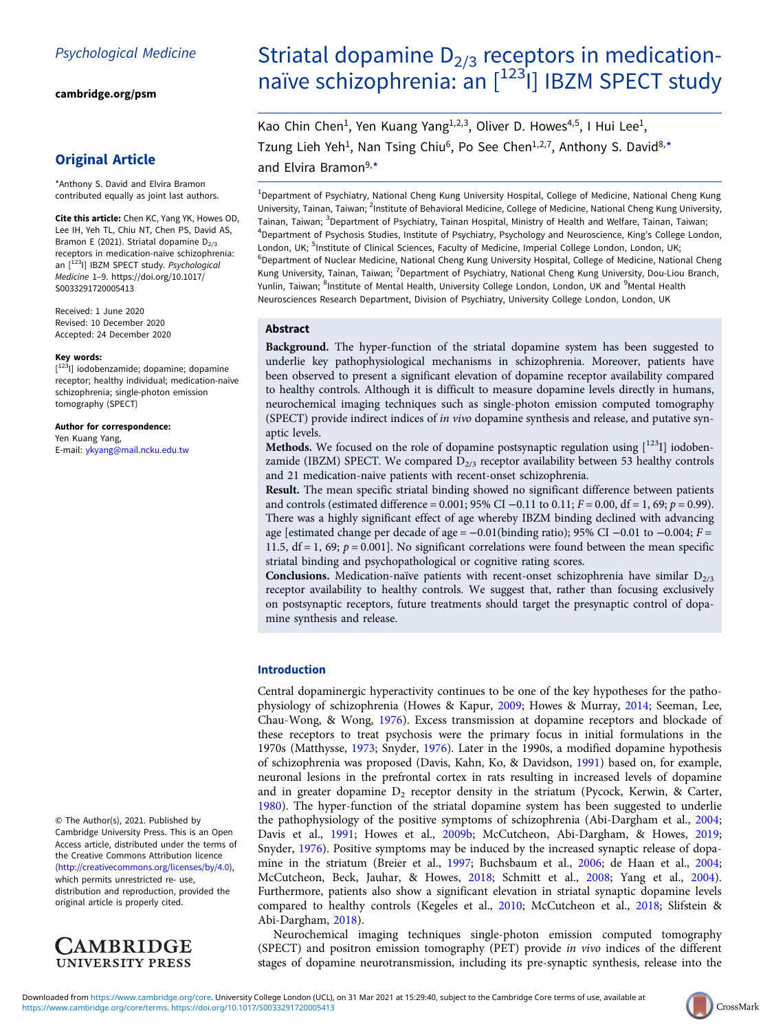Psychological Medicine

cambridge.org/psm

## Original Article

*Anthony S. David and Elvira Bramon contributed equally as joint last authors.

**Cite this article:** Chen KC, Yang YK, Howes OD, Lee IH, Yeh TL, Chiu NT, Chen PS, David AS, Bramon E (2021). Striatal dopamine $D_{2/3}$ receptors in medication-naïve schizophrenia: an [123I] IBZM SPECT study. *Psychological Medicine* 1–9. https://doi.org/10.1017/S0033291720005413

Received: 1 June 2020
Revised: 10 December 2020
Accepted: 24 December 2020

**Key words:**
[123I] iodobenzamide; dopamine; dopamine receptor; healthy individual; medication-naïve schizophrenia; single-photon emission tomography (SPECT)

**Author for correspondence:**
Yen Kuang Yang,
E-mail: ykyang@mail.ncku.edu.tw

© The Author(s), 2021. Published by Cambridge University Press. This is an Open Access article, distributed under the terms of the Creative Commons Attribution licence (http://creativecommons.org/licenses/by/4.0), which permits unrestricted re- use, distribution and reproduction, provided the original article is properly cited.

# Striatal dopamine $D_{2/3}$ receptors in medication-naïve schizophrenia: an [123I] IBZM SPECT study

Kao Chin Chen[1], Yen Kuang Yang[1,2,3], Oliver D. Howes[4,5], I Hui Lee[1], Tzung Lieh Yeh[1], Nan Tsing Chiu[6], Po See Chen[1,2,7], Anthony S. David[8,*] and Elvira Bramon[9,*]

[1]Department of Psychiatry, National Cheng Kung University Hospital, College of Medicine, National Cheng Kung University, Tainan, Taiwan; [2]Institute of Behavioral Medicine, College of Medicine, National Cheng Kung University, Tainan, Taiwan; [3]Department of Psychiatry, Tainan Hospital, Ministry of Health and Welfare, Tainan, Taiwan; [4]Department of Psychosis Studies, Institute of Psychiatry, Psychology and Neuroscience, King's College London, London, UK; [5]Institute of Clinical Sciences, Faculty of Medicine, Imperial College London, London, UK; [6]Department of Nuclear Medicine, National Cheng Kung University Hospital, College of Medicine, National Cheng Kung University, Tainan, Taiwan; [7]Department of Psychiatry, National Cheng Kung University, Dou-Liou Branch, Yunlin, Taiwan; [8]Institute of Mental Health, University College London, London, UK and [9]Mental Health Neurosciences Research Department, Division of Psychiatry, University College London, London, UK

## Abstract

**Background.** The hyper-function of the striatal dopamine system has been suggested to underlie key pathophysiological mechanisms in schizophrenia. Moreover, patients have been observed to present a significant elevation of dopamine receptor availability compared to healthy controls. Although it is difficult to measure dopamine levels directly in humans, neurochemical imaging techniques such as single-photon emission computed tomography (SPECT) provide indirect indices of *in vivo* dopamine synthesis and release, and putative synaptic levels.

**Methods.** We focused on the role of dopamine postsynaptic regulation using [123I] iodobenzamide (IBZM) SPECT. We compared $D_{2/3}$ receptor availability between 53 healthy controls and 21 medication-naive patients with recent-onset schizophrenia.

**Result.** The mean specific striatal binding showed no significant difference between patients and controls (estimated difference = 0.001; 95% CI −0.11 to 0.11; $F = 0.00$, df = 1, 69; $p = 0.99$). There was a highly significant effect of age whereby IBZM binding declined with advancing age [estimated change per decade of age = −0.01(binding ratio); 95% CI −0.01 to −0.004; $F = 11.5$, df = 1, 69; $p = 0.001$]. No significant correlations were found between the mean specific striatal binding and psychopathological or cognitive rating scores.

**Conclusions.** Medication-naïve patients with recent-onset schizophrenia have similar $D_{2/3}$ receptor availability to healthy controls. We suggest that, rather than focusing exclusively on postsynaptic receptors, future treatments should target the presynaptic control of dopamine synthesis and release.

## Introduction

Central dopaminergic hyperactivity continues to be one of the key hypotheses for the pathophysiology of schizophrenia (Howes & Kapur, 2009; Howes & Murray, 2014; Seeman, Lee, Chau-Wong, & Wong, 1976). Excess transmission at dopamine receptors and blockade of these receptors to treat psychosis were the primary focus in initial formulations in the 1970s (Matthysse, 1973; Snyder, 1976). Later in the 1990s, a modified dopamine hypothesis of schizophrenia was proposed (Davis, Kahn, Ko, & Davidson, 1991) based on, for example, neuronal lesions in the prefrontal cortex in rats resulting in increased levels of dopamine and in greater dopamine $D_2$ receptor density in the striatum (Pycock, Kerwin, & Carter, 1980). The hyper-function of the striatal dopamine system has been suggested to underlie the pathophysiology of the positive symptoms of schizophrenia (Abi-Dargham et al., 2004; Davis et al., 1991; Howes et al., 2009b; McCutcheon, Abi-Dargham, & Howes, 2019; Snyder, 1976). Positive symptoms may be induced by the increased synaptic release of dopamine in the striatum (Breier et al., 1997; Buchsbaum et al., 2006; de Haan et al., 2004; McCutcheon, Beck, Jauhar, & Howes, 2018; Schmitt et al., 2008; Yang et al., 2004). Furthermore, patients also show a significant elevation in striatal synaptic dopamine levels compared to healthy controls (Kegeles et al., 2010; McCutcheon et al., 2018; Slifstein & Abi-Dargham, 2018).

Neurochemical imaging techniques single-photon emission computed tomography (SPECT) and positron emission tomography (PET) provide *in vivo* indices of the different stages of dopamine neurotransmission, including its pre-synaptic synthesis, release into the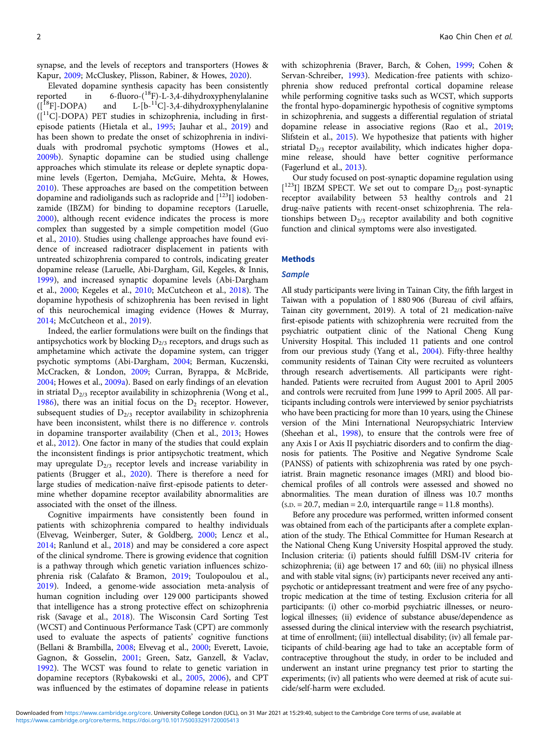synapse, and the levels of receptors and transporters (Howes & Kapur, 2009; McCluskey, Plisson, Rabiner, & Howes, 2020).

Elevated dopamine synthesis capacity has been consistently reported in 6-fluoro-($^{18}$F)-L-3,4-dihydroxyphenylalanine ([$^{18}$F]-DOPA) and L-[b-$^{11}$C]-3,4-dihydroxyphenylalanine ([$^{11}$C]-DOPA) PET studies in schizophrenia, including in first-episode patients (Hietala et al., 1995; Jauhar et al., 2019) and has been shown to predate the onset of schizophrenia in individuals with prodromal psychotic symptoms (Howes et al., 2009b). Synaptic dopamine can be studied using challenge approaches which stimulate its release or deplete synaptic dopamine levels (Egerton, Demjaha, McGuire, Mehta, & Howes, 2010). These approaches are based on the competition between dopamine and radioligands such as raclopride and [$^{123}$I] iodobenzamide (IBZM) for binding to dopamine receptors (Laruelle, 2000), although recent evidence indicates the process is more complex than suggested by a simple competition model (Guo et al., 2010). Studies using challenge approaches have found evidence of increased radiotracer displacement in patients with untreated schizophrenia compared to controls, indicating greater dopamine release (Laruelle, Abi-Dargham, Gil, Kegeles, & Innis, 1999), and increased synaptic dopamine levels (Abi-Dargham et al., 2000; Kegeles et al., 2010; McCutcheon et al., 2018). The dopamine hypothesis of schizophrenia has been revised in light of this neurochemical imaging evidence (Howes & Murray, 2014; McCutcheon et al., 2019).

Indeed, the earlier formulations were built on the findings that antipsychotics work by blocking $D_{2/3}$ receptors, and drugs such as amphetamine which activate the dopamine system, can trigger psychotic symptoms (Abi-Dargham, 2004; Berman, Kuczenski, McCracken, & London, 2009; Curran, Byrappa, & McBride, 2004; Howes et al., 2009a). Based on early findings of an elevation in striatal $D_{2/3}$ receptor availability in schizophrenia (Wong et al., 1986), there was an initial focus on the $D_2$ receptor. However, subsequent studies of $D_{2/3}$ receptor availability in schizophrenia have been inconsistent, whilst there is no difference *v.* controls in dopamine transporter availability (Chen et al., 2013; Howes et al., 2012). One factor in many of the studies that could explain the inconsistent findings is prior antipsychotic treatment, which may upregulate $D_{2/3}$ receptor levels and increase variability in patients (Brugger et al., 2020). There is therefore a need for large studies of medication-naïve first-episode patients to determine whether dopamine receptor availability abnormalities are associated with the onset of the illness.

Cognitive impairments have consistently been found in patients with schizophrenia compared to healthy individuals (Elvevag, Weinberger, Suter, & Goldberg, 2000; Lencz et al., 2014; Ranlund et al., 2018) and may be considered a core aspect of the clinical syndrome. There is growing evidence that cognition is a pathway through which genetic variation influences schizophrenia risk (Calafato & Bramon, 2019; Toulopoulou et al., 2019). Indeed, a genome-wide association meta-analysis of human cognition including over 129 000 participants showed that intelligence has a strong protective effect on schizophrenia risk (Savage et al., 2018). The Wisconsin Card Sorting Test (WCST) and Continuous Performance Task (CPT) are commonly used to evaluate the aspects of patients' cognitive functions (Bellani & Brambilla, 2008; Elvevag et al., 2000; Everett, Lavoie, Gagnon, & Gosselin, 2001; Green, Satz, Ganzell, & Vaclav, 1992). The WCST was found to relate to genetic variation in dopamine receptors (Rybakowski et al., 2005, 2006), and CPT was influenced by the estimates of dopamine release in patients with schizophrenia (Braver, Barch, & Cohen, 1999; Cohen & Servan-Schreiber, 1993). Medication-free patients with schizophrenia show reduced prefrontal cortical dopamine release while performing cognitive tasks such as WCST, which supports the frontal hypo-dopaminergic hypothesis of cognitive symptoms in schizophrenia, and suggests a differential regulation of striatal dopamine release in associative regions (Rao et al., 2019; Slifstein et al., 2015). We hypothesize that patients with higher striatal $D_{2/3}$ receptor availability, which indicates higher dopamine release, should have better cognitive performance (Fagerlund et al., 2013).

Our study focused on post-synaptic dopamine regulation using [$^{123}$I] IBZM SPECT. We set out to compare $D_{2/3}$ post-synaptic receptor availability between 53 healthy controls and 21 drug-naïve patients with recent-onset schizophrenia. The relationships between $D_{2/3}$ receptor availability and both cognitive function and clinical symptoms were also investigated.

## Methods

### Sample

All study participants were living in Tainan City, the fifth largest in Taiwan with a population of 1 880 906 (Bureau of civil affairs, Tainan city government, 2019). A total of 21 medication-naïve first-episode patients with schizophrenia were recruited from the psychiatric outpatient clinic of the National Cheng Kung University Hospital. This included 11 patients and one control from our previous study (Yang et al., 2004). Fifty-three healthy community residents of Tainan City were recruited as volunteers through research advertisements. All participants were right-handed. Patients were recruited from August 2001 to April 2005 and controls were recruited from June 1999 to April 2005. All participants including controls were interviewed by senior psychiatrists who have been practicing for more than 10 years, using the Chinese version of the Mini International Neuropsychiatric Interview (Sheehan et al., 1998), to ensure that the controls were free of any Axis I or Axis II psychiatric disorders and to confirm the diagnosis for patients. The Positive and Negative Syndrome Scale (PANSS) of patients with schizophrenia was rated by one psychiatrist. Brain magnetic resonance images (MRI) and blood biochemical profiles of all controls were assessed and showed no abnormalities. The mean duration of illness was 10.7 months (S.D. = 20.7, median = 2.0, interquartile range = 11.8 months).

Before any procedure was performed, written informed consent was obtained from each of the participants after a complete explanation of the study. The Ethical Committee for Human Research at the National Cheng Kung University Hospital approved the study. Inclusion criteria: (i) patients should fulfill DSM-IV criteria for schizophrenia; (ii) age between 17 and 60; (iii) no physical illness and with stable vital signs; (iv) participants never received any antipsychotic or antidepressant treatment and were free of any psychotropic medication at the time of testing. Exclusion criteria for all participants: (i) other co-morbid psychiatric illnesses, or neurological illnesses; (ii) evidence of substance abuse/dependence as assessed during the clinical interview with the research psychiatrist, at time of enrollment; (iii) intellectual disability; (iv) all female participants of child-bearing age had to take an acceptable form of contraceptive throughout the study, in order to be included and underwent an instant urine pregnancy test prior to starting the experiments; (iv) all patients who were deemed at risk of acute suicide/self-harm were excluded.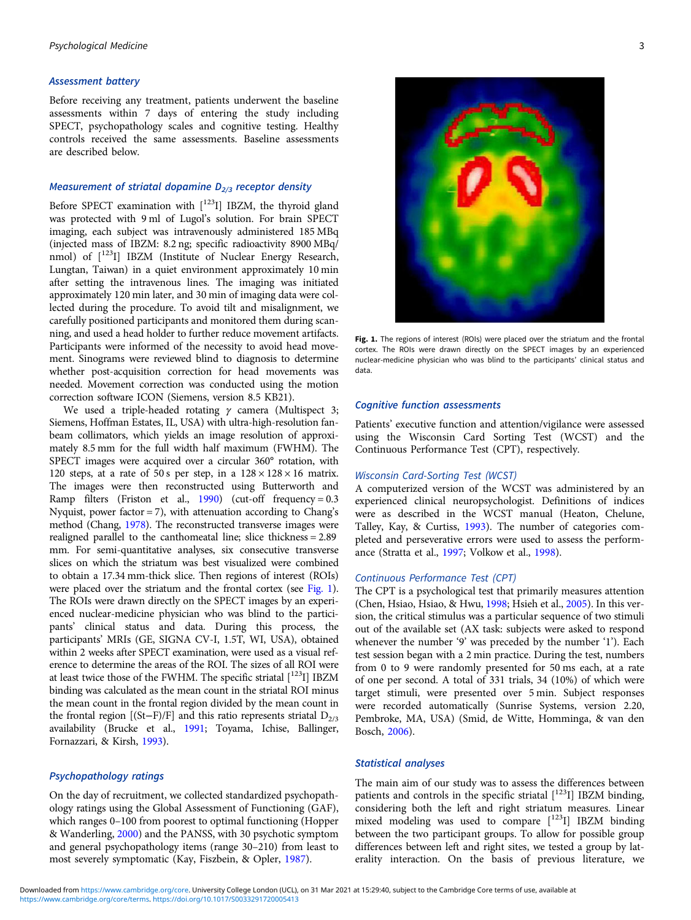### Assessment battery

Before receiving any treatment, patients underwent the baseline assessments within 7 days of entering the study including SPECT, psychopathology scales and cognitive testing. Healthy controls received the same assessments. Baseline assessments are described below.

### Measurement of striatal dopamine $D_{2/3}$ receptor density

Before SPECT examination with [$^{123}$I] IBZM, the thyroid gland was protected with 9 ml of Lugol's solution. For brain SPECT imaging, each subject was intravenously administered 185 MBq (injected mass of IBZM: 8.2 ng; specific radioactivity 8900 MBq/nmol) of [$^{123}$I] IBZM (Institute of Nuclear Energy Research, Lungtan, Taiwan) in a quiet environment approximately 10 min after setting the intravenous lines. The imaging was initiated approximately 120 min later, and 30 min of imaging data were collected during the procedure. To avoid tilt and misalignment, we carefully positioned participants and monitored them during scanning, and used a head holder to further reduce movement artifacts. Participants were informed of the necessity to avoid head movement. Sinograms were reviewed blind to diagnosis to determine whether post-acquisition correction for head movements was needed. Movement correction was conducted using the motion correction software ICON (Siemens, version 8.5 KB21).

We used a triple-headed rotating $\gamma$ camera (Multispect 3; Siemens, Hoffman Estates, IL, USA) with ultra-high-resolution fan-beam collimators, which yields an image resolution of approximately 8.5 mm for the full width half maximum (FWHM). The SPECT images were acquired over a circular 360° rotation, with 120 steps, at a rate of 50 s per step, in a 128 × 128 × 16 matrix. The images were then reconstructed using Butterworth and Ramp filters (Friston et al., 1990) (cut-off frequency = 0.3 Nyquist, power factor = 7), with attenuation according to Chang's method (Chang, 1978). The reconstructed transverse images were realigned parallel to the canthomeatal line; slice thickness = 2.89 mm. For semi-quantitative analyses, six consecutive transverse slices on which the striatum was best visualized were combined to obtain a 17.34 mm-thick slice. Then regions of interest (ROIs) were placed over the striatum and the frontal cortex (see Fig. 1). The ROIs were drawn directly on the SPECT images by an experienced nuclear-medicine physician who was blind to the participants' clinical status and data. During this process, the participants' MRIs (GE, SIGNA CV-I, 1.5T, WI, USA), obtained within 2 weeks after SPECT examination, were used as a visual reference to determine the areas of the ROI. The sizes of all ROI were at least twice those of the FWHM. The specific striatal [$^{123}$I] IBZM binding was calculated as the mean count in the striatal ROI minus the mean count in the frontal region divided by the mean count in the frontal region [(St−F)/F] and this ratio represents striatal $D_{2/3}$ availability (Brucke et al., 1991; Toyama, Ichise, Ballinger, Fornazzari, & Kirsh, 1993).

Fig. 1. The regions of interest (ROIs) were placed over the striatum and the frontal cortex. The ROIs were drawn directly on the SPECT images by an experienced nuclear-medicine physician who was blind to the participants' clinical status and data.

### Psychopathology ratings

On the day of recruitment, we collected standardized psychopathology ratings using the Global Assessment of Functioning (GAF), which ranges 0–100 from poorest to optimal functioning (Hopper & Wanderling, 2000) and the PANSS, with 30 psychotic symptom and general psychopathology items (range 30–210) from least to most severely symptomatic (Kay, Fiszbein, & Opler, 1987).

### Cognitive function assessments

Patients' executive function and attention/vigilance were assessed using the Wisconsin Card Sorting Test (WCST) and the Continuous Performance Test (CPT), respectively.

#### Wisconsin Card-Sorting Test (WCST)

A computerized version of the WCST was administered by an experienced clinical neuropsychologist. Definitions of indices were as described in the WCST manual (Heaton, Chelune, Talley, Kay, & Curtiss, 1993). The number of categories completed and perseverative errors were used to assess the performance (Stratta et al., 1997; Volkow et al., 1998).

#### Continuous Performance Test (CPT)

The CPT is a psychological test that primarily measures attention (Chen, Hsiao, Hsiao, & Hwu, 1998; Hsieh et al., 2005). In this version, the critical stimulus was a particular sequence of two stimuli out of the available set (AX task: subjects were asked to respond whenever the number '9' was preceded by the number '1'). Each test session began with a 2 min practice. During the test, numbers from 0 to 9 were randomly presented for 50 ms each, at a rate of one per second. A total of 331 trials, 34 (10%) of which were target stimuli, were presented over 5 min. Subject responses were recorded automatically (Sunrise Systems, version 2.20, Pembroke, MA, USA) (Smid, de Witte, Homminga, & van den Bosch, 2006).

### Statistical analyses

The main aim of our study was to assess the differences between patients and controls in the specific striatal [$^{123}$I] IBZM binding, considering both the left and right striatum measures. Linear mixed modeling was used to compare [$^{123}$I] IBZM binding between the two participant groups. To allow for possible group differences between left and right sites, we tested a group by laterality interaction. On the basis of previous literature, we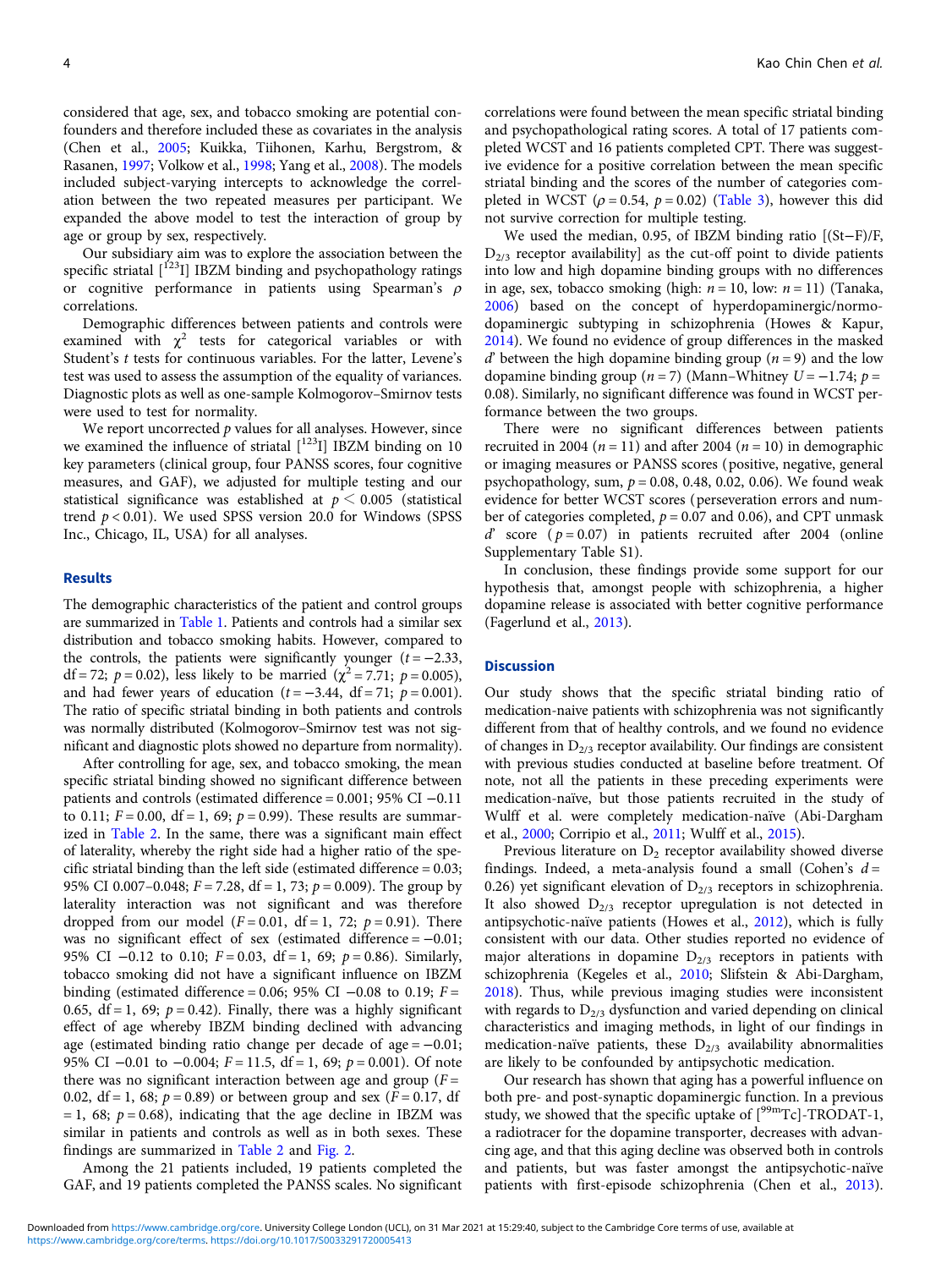considered that age, sex, and tobacco smoking are potential confounders and therefore included these as covariates in the analysis (Chen et al., 2005; Kuikka, Tiihonen, Karhu, Bergstrom, & Rasanen, 1997; Volkow et al., 1998; Yang et al., 2008). The models included subject-varying intercepts to acknowledge the correlation between the two repeated measures per participant. We expanded the above model to test the interaction of group by age or group by sex, respectively.

Our subsidiary aim was to explore the association between the specific striatal [$^{123}$I] IBZM binding and psychopathology ratings or cognitive performance in patients using Spearman's $\rho$ correlations.

Demographic differences between patients and controls were examined with $\chi^2$ tests for categorical variables or with Student's $t$ tests for continuous variables. For the latter, Levene's test was used to assess the assumption of the equality of variances. Diagnostic plots as well as one-sample Kolmogorov–Smirnov tests were used to test for normality.

We report uncorrected $p$ values for all analyses. However, since we examined the influence of striatal [$^{123}$I] IBZM binding on 10 key parameters (clinical group, four PANSS scores, four cognitive measures, and GAF), we adjusted for multiple testing and our statistical significance was established at $p < 0.005$ (statistical trend $p < 0.01$). We used SPSS version 20.0 for Windows (SPSS Inc., Chicago, IL, USA) for all analyses.

## Results

The demographic characteristics of the patient and control groups are summarized in Table 1. Patients and controls had a similar sex distribution and tobacco smoking habits. However, compared to the controls, the patients were significantly younger ($t = -2.33$, df = 72; $p = 0.02$), less likely to be married ($\chi^2 = 7.71$; $p = 0.005$), and had fewer years of education ($t = -3.44$, df = 71; $p = 0.001$). The ratio of specific striatal binding in both patients and controls was normally distributed (Kolmogorov–Smirnov test was not significant and diagnostic plots showed no departure from normality).

After controlling for age, sex, and tobacco smoking, the mean specific striatal binding showed no significant difference between patients and controls (estimated difference = 0.001; 95% CI −0.11 to 0.11; $F = 0.00$, df = 1, 69; $p = 0.99$). These results are summarized in Table 2. In the same, there was a significant main effect of laterality, whereby the right side had a higher ratio of the specific striatal binding than the left side (estimated difference = 0.03; 95% CI 0.007–0.048; $F = 7.28$, df = 1, 73; $p = 0.009$). The group by laterality interaction was not significant and was therefore dropped from our model ($F = 0.01$, df = 1, 72; $p = 0.91$). There was no significant effect of sex (estimated difference = −0.01; 95% CI −0.12 to 0.10; $F = 0.03$, df = 1, 69; $p = 0.86$). Similarly, tobacco smoking did not have a significant influence on IBZM binding (estimated difference = 0.06; 95% CI −0.08 to 0.19; $F = 0.65$, df = 1, 69; $p = 0.42$). Finally, there was a highly significant effect of age whereby IBZM binding declined with advancing age (estimated binding ratio change per decade of age = −0.01; 95% CI −0.01 to −0.004; $F = 11.5$, df = 1, 69; $p = 0.001$). Of note there was no significant interaction between age and group ($F = 0.02$, df = 1, 68; $p = 0.89$) or between group and sex ($F = 0.17$, df = 1, 68; $p = 0.68$), indicating that the age decline in IBZM was similar in patients and controls as well as in both sexes. These findings are summarized in Table 2 and Fig. 2.

Among the 21 patients included, 19 patients completed the GAF, and 19 patients completed the PANSS scales. No significant correlations were found between the mean specific striatal binding and psychopathological rating scores. A total of 17 patients completed WCST and 16 patients completed CPT. There was suggestive evidence for a positive correlation between the mean specific striatal binding and the scores of the number of categories completed in WCST ($\rho = 0.54$, $p = 0.02$) (Table 3), however this did not survive correction for multiple testing.

We used the median, 0.95, of IBZM binding ratio [(St−F)/F, $D_{2/3}$ receptor availability] as the cut-off point to divide patients into low and high dopamine binding groups with no differences in age, sex, tobacco smoking (high: $n = 10$, low: $n = 11$) (Tanaka, 2006) based on the concept of hyperdopaminergic/normodopaminergic subtyping in schizophrenia (Howes & Kapur, 2014). We found no evidence of group differences in the masked $d'$ between the high dopamine binding group ($n = 9$) and the low dopamine binding group ($n = 7$) (Mann–Whitney $U = -1.74$; $p = 0.08$). Similarly, no significant difference was found in WCST performance between the two groups.

There were no significant differences between patients recruited in 2004 ($n = 11$) and after 2004 ($n = 10$) in demographic or imaging measures or PANSS scores (positive, negative, general psychopathology, sum, $p = 0.08$, 0.48, 0.02, 0.06). We found weak evidence for better WCST scores (perseveration errors and number of categories completed, $p = 0.07$ and 0.06), and CPT unmask $d'$ score ($p = 0.07$) in patients recruited after 2004 (online Supplementary Table S1).

In conclusion, these findings provide some support for our hypothesis that, amongst people with schizophrenia, a higher dopamine release is associated with better cognitive performance (Fagerlund et al., 2013).

## Discussion

Our study shows that the specific striatal binding ratio of medication-naive patients with schizophrenia was not significantly different from that of healthy controls, and we found no evidence of changes in $D_{2/3}$ receptor availability. Our findings are consistent with previous studies conducted at baseline before treatment. Of note, not all the patients in these preceding experiments were medication-naïve, but those patients recruited in the study of Wulff et al. were completely medication-naïve (Abi-Dargham et al., 2000; Corripio et al., 2011; Wulff et al., 2015).

Previous literature on $D_2$ receptor availability showed diverse findings. Indeed, a meta-analysis found a small (Cohen's $d = 0.26$) yet significant elevation of $D_{2/3}$ receptors in schizophrenia. It also showed $D_{2/3}$ receptor upregulation is not detected in antipsychotic-naïve patients (Howes et al., 2012), which is fully consistent with our data. Other studies reported no evidence of major alterations in dopamine $D_{2/3}$ receptors in patients with schizophrenia (Kegeles et al., 2010; Slifstein & Abi-Dargham, 2018). Thus, while previous imaging studies were inconsistent with regards to $D_{2/3}$ dysfunction and varied depending on clinical characteristics and imaging methods, in light of our findings in medication-naïve patients, these $D_{2/3}$ availability abnormalities are likely to be confounded by antipsychotic medication.

Our research has shown that aging has a powerful influence on both pre- and post-synaptic dopaminergic function. In a previous study, we showed that the specific uptake of [$^{99m}$Tc]-TRODAT-1, a radiotracer for the dopamine transporter, decreases with advancing age, and that this aging decline was observed both in controls and patients, but was faster amongst the antipsychotic-naïve patients with first-episode schizophrenia (Chen et al., 2013).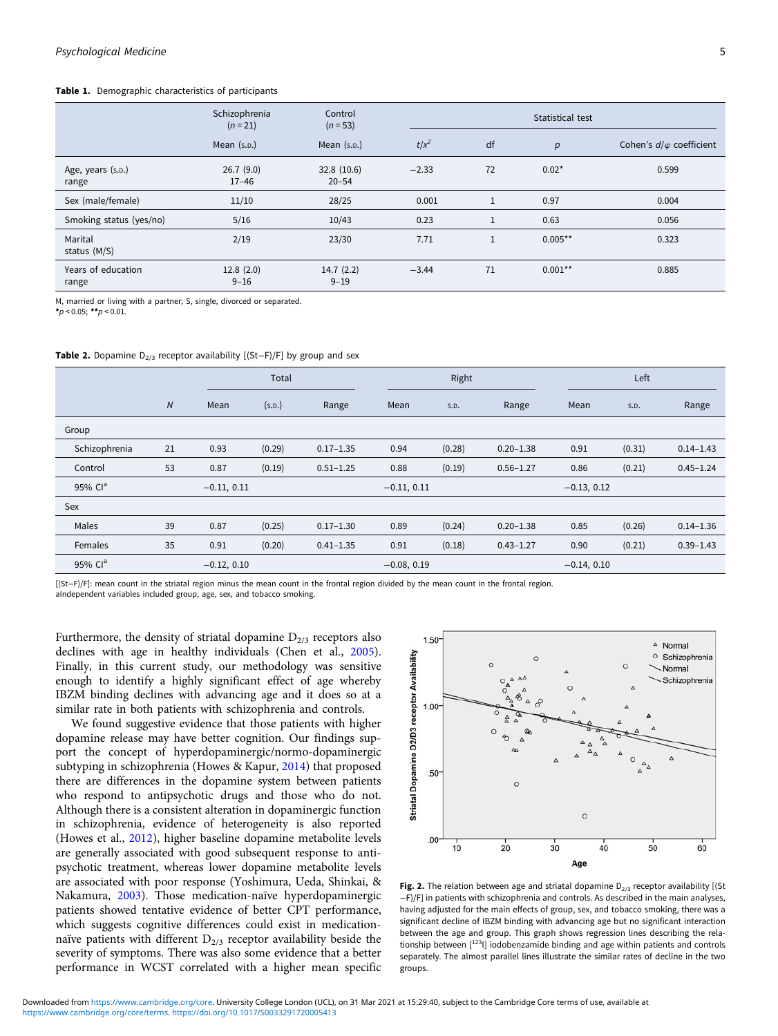**Table 1.** Demographic characteristics of participants

| | Schizophrenia ($n = 21$) | Control ($n = 53$) | Statistical test | | | |
|---|---|---|---|---|---|---|
| | Mean (S.D.) | Mean (S.D.) | $t/x^2$ | df | $p$ | Cohen's $d/\varphi$ coefficient |
| Age, years (S.D.) range | 26.7 (9.0) 17–46 | 32.8 (10.6) 20–54 | −2.33 | 72 | 0.02* | 0.599 |
| Sex (male/female) | 11/10 | 28/25 | 0.001 | 1 | 0.97 | 0.004 |
| Smoking status (yes/no) | 5/16 | 10/43 | 0.23 | 1 | 0.63 | 0.056 |
| Marital status (M/S) | 2/19 | 23/30 | 7.71 | 1 | 0.005** | 0.323 |
| Years of education range | 12.8 (2.0) 9–16 | 14.7 (2.2) 9–19 | −3.44 | 71 | 0.001** | 0.885 |

M, married or living with a partner; S, single, divorced or separated.
*$p < 0.05$; **$p < 0.01$.

**Table 2.** Dopamine $D_{2/3}$ receptor availability [(St−F)/F] by group and sex

| | N | Total | | | Right | | | Left | | |
|---|---|---|---|---|---|---|---|---|---|---|
| | | Mean | (S.D.) | Range | Mean | S.D. | Range | Mean | S.D. | Range |
| Group | | | | | | | | | | |
| Schizophrenia | 21 | 0.93 | (0.29) | 0.17–1.35 | 0.94 | (0.28) | 0.20–1.38 | 0.91 | (0.31) | 0.14–1.43 |
| Control | 53 | 0.87 | (0.19) | 0.51–1.25 | 0.88 | (0.19) | 0.56–1.27 | 0.86 | (0.21) | 0.45–1.24 |
| 95% CI[a] | | −0.11, 0.11 | | | −0.11, 0.11 | | | −0.13, 0.12 | | |
| Sex | | | | | | | | | | |
| Males | 39 | 0.87 | (0.25) | 0.17–1.30 | 0.89 | (0.24) | 0.20–1.38 | 0.85 | (0.26) | 0.14–1.36 |
| Females | 35 | 0.91 | (0.20) | 0.41–1.35 | 0.91 | (0.18) | 0.43–1.27 | 0.90 | (0.21) | 0.39–1.43 |
| 95% CI[a] | | −0.12, 0.10 | | | −0.08, 0.19 | | | −0.14, 0.10 | | |

[(St−F)/F]: mean count in the striatal region minus the mean count in the frontal region divided by the mean count in the frontal region.
aIndependent variables included group, age, sex, and tobacco smoking.

Furthermore, the density of striatal dopamine $D_{2/3}$ receptors also declines with age in healthy individuals (Chen et al., 2005). Finally, in this current study, our methodology was sensitive enough to identify a highly significant effect of age whereby IBZM binding declines with advancing age and it does so at a similar rate in both patients with schizophrenia and controls.

We found suggestive evidence that those patients with higher dopamine release may have better cognition. Our findings support the concept of hyperdopaminergic/normo-dopaminergic subtyping in schizophrenia (Howes & Kapur, 2014) that proposed there are differences in the dopamine system between patients who respond to antipsychotic drugs and those who do not. Although there is a consistent alteration in dopaminergic function in schizophrenia, evidence of heterogeneity is also reported (Howes et al., 2012), higher baseline dopamine metabolite levels are generally associated with good subsequent response to antipsychotic treatment, whereas lower dopamine metabolite levels are associated with poor response (Yoshimura, Ueda, Shinkai, & Nakamura, 2003). Those medication-naïve hyperdopaminergic patients showed tentative evidence of better CPT performance, which suggests cognitive differences could exist in medication-naïve patients with different $D_{2/3}$ receptor availability beside the severity of symptoms. There was also some evidence that a better performance in WCST correlated with a higher mean specific

**Fig. 2.** The relation between age and striatal dopamine $D_{2/3}$ receptor availability [(St−F)/F] in patients with schizophrenia and controls. As described in the main analyses, having adjusted for the main effects of group, sex, and tobacco smoking, there was a significant decline of IBZM binding with advancing age but no significant interaction between the age and group. This graph shows regression lines describing the relationship between [123I] iodobenzamide binding and age within patients and controls separately. The almost parallel lines illustrate the similar rates of decline in the two groups.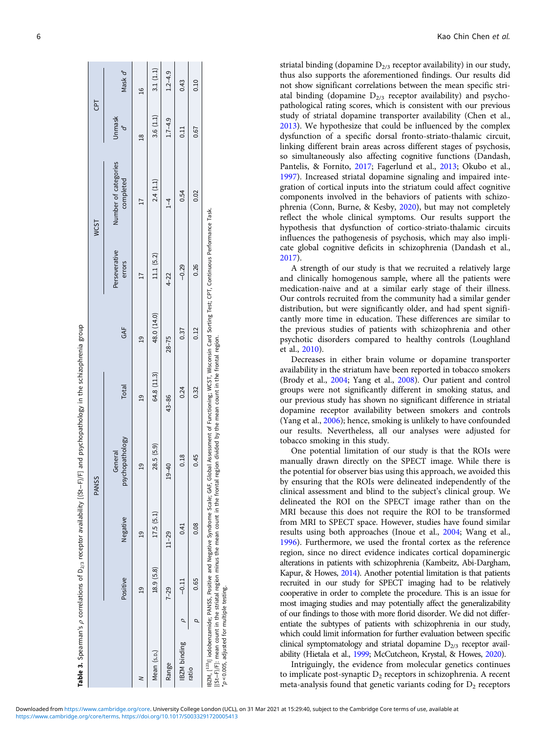**Table 3.** Spearman's ρ correlations of $D_{2/3}$ receptor availability [(St−F)/F] and psychopathology in the schizophrenia group

| | | PANSS | | | | | WCST | | CPT | |
|---|---|---|---|---|---|---|---|---|---|---|
| | | Positive | Negative | General psychopathology | Total | GAF | Perseverative errors | Number of categories completed | Unmask $d'$ | Mask $d'$ |
| *N* | | 19 | 19 | 19 | 19 | 19 | 17 | 17 | 18 | 16 |
| Mean (S.D.) | | 18.9 (5.8) | 17.5 (5.1) | 28.5 (5.9) | 64.8 (11.3) | 48.0 (14.0) | 11.1 (5.2) | 2.4 (1.1) | 3.6 (1.1) | 3.1 (1.1) |
| Range | | 7–29 | 11–29 | 19–40 | 43–86 | 28–75 | 4–22 | 1–4 | 1.7–4.9 | 1.2–4.9 |
| IBZM binding ratio | ρ | −0.11 | 0.41 | 0.18 | 0.24 | 0.37 | −0.29 | 0.54 | 0.11 | 0.43 |
| | *p* | 0.65 | 0.08 | 0.45 | 0.32 | 0.12 | 0.26 | 0.02 | 0.67 | 0.10 |

IBZM, [[123]I] iodobenzamide; PANSS, Positive and Negative Syndrome Scale; GAF, Global Assessment of Functioning; WCST, Wisconsin Card Sorting Test; CPT, Continuous Performance Task.
[(St−F)/F]: mean count in the striatal region minus the mean count in the frontal region divided by the mean count in the frontal region.
*$p < 0.005$, adjusted for multiple testing.

striatal binding (dopamine $D_{2/3}$ receptor availability) in our study, thus also supports the aforementioned findings. Our results did not show significant correlations between the mean specific striatal binding (dopamine $D_{2/3}$ receptor availability) and psychopathological rating scores, which is consistent with our previous study of striatal dopamine transporter availability (Chen et al., 2013). We hypothesize that could be influenced by the complex dysfunction of a specific dorsal fronto-striato-thalamic circuit, linking different brain areas across different stages of psychosis, so simultaneously also affecting cognitive functions (Dandash, Pantelis, & Fornito, 2017; Fagerlund et al., 2013; Okubo et al., 1997). Increased striatal dopamine signaling and impaired integration of cortical inputs into the striatum could affect cognitive components involved in the behaviors of patients with schizophrenia (Conn, Burne, & Kesby, 2020), but may not completely reflect the whole clinical symptoms. Our results support the hypothesis that dysfunction of cortico-striato-thalamic circuits influences the pathogenesis of psychosis, which may also implicate global cognitive deficits in schizophrenia (Dandash et al., 2017).

A strength of our study is that we recruited a relatively large and clinically homogenous sample, where all the patients were medication-naive and at a similar early stage of their illness. Our controls recruited from the community had a similar gender distribution, but were significantly older, and had spent significantly more time in education. These differences are similar to the previous studies of patients with schizophrenia and other psychotic disorders compared to healthy controls (Loughland et al., 2010).

Decreases in either brain volume or dopamine transporter availability in the striatum have been reported in tobacco smokers (Brody et al., 2004; Yang et al., 2008). Our patient and control groups were not significantly different in smoking status, and our previous study has shown no significant difference in striatal dopamine receptor availability between smokers and controls (Yang et al., 2006); hence, smoking is unlikely to have confounded our results. Nevertheless, all our analyses were adjusted for tobacco smoking in this study.

One potential limitation of our study is that the ROIs were manually drawn directly on the SPECT image. While there is the potential for observer bias using this approach, we avoided this by ensuring that the ROIs were delineated independently of the clinical assessment and blind to the subject's clinical group. We delineated the ROI on the SPECT image rather than on the MRI because this does not require the ROI to be transformed from MRI to SPECT space. However, studies have found similar results using both approaches (Inoue et al., 2004; Wang et al., 1996). Furthermore, we used the frontal cortex as the reference region, since no direct evidence indicates cortical dopaminergic alterations in patients with schizophrenia (Kambeitz, Abi-Dargham, Kapur, & Howes, 2014). Another potential limitation is that patients recruited in our study for SPECT imaging had to be relatively cooperative in order to complete the procedure. This is an issue for most imaging studies and may potentially affect the generalizability of our findings to those with more florid disorder. We did not differentiate the subtypes of patients with schizophrenia in our study, which could limit information for further evaluation between specific clinical symptomatology and striatal dopamine $D_{2/3}$ receptor availability (Hietala et al., 1999; McCutcheon, Krystal, & Howes, 2020).

Intriguingly, the evidence from molecular genetics continues to implicate post-synaptic $D_2$ receptors in schizophrenia. A recent meta-analysis found that genetic variants coding for $D_2$ receptors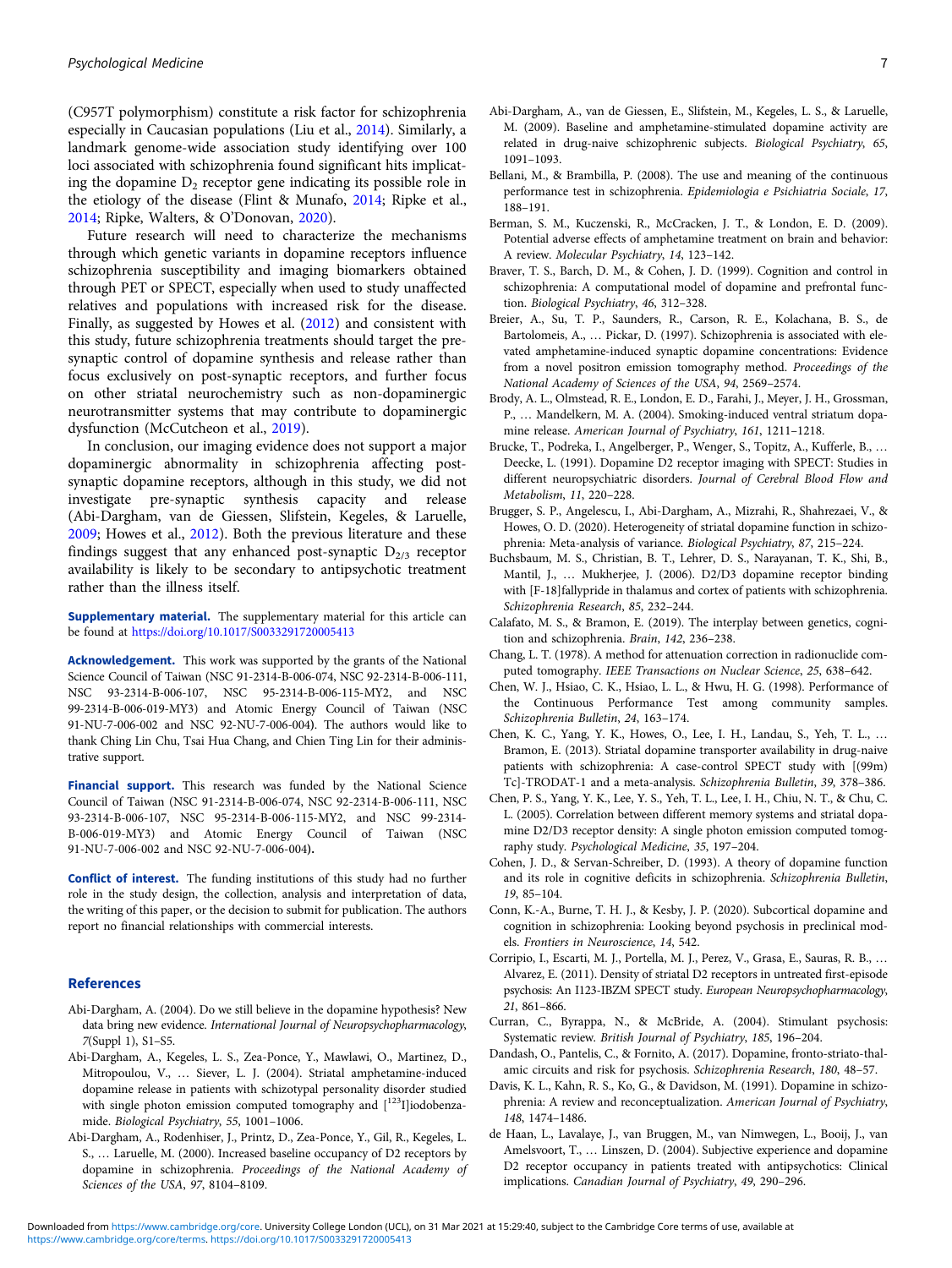(C957T polymorphism) constitute a risk factor for schizophrenia especially in Caucasian populations (Liu et al., 2014). Similarly, a landmark genome-wide association study identifying over 100 loci associated with schizophrenia found significant hits implicating the dopamine $D_2$ receptor gene indicating its possible role in the etiology of the disease (Flint & Munafo, 2014; Ripke et al., 2014; Ripke, Walters, & O'Donovan, 2020).

Future research will need to characterize the mechanisms through which genetic variants in dopamine receptors influence schizophrenia susceptibility and imaging biomarkers obtained through PET or SPECT, especially when used to study unaffected relatives and populations with increased risk for the disease. Finally, as suggested by Howes et al. (2012) and consistent with this study, future schizophrenia treatments should target the pre-synaptic control of dopamine synthesis and release rather than focus exclusively on post-synaptic receptors, and further focus on other striatal neurochemistry such as non-dopaminergic neurotransmitter systems that may contribute to dopaminergic dysfunction (McCutcheon et al., 2019).

In conclusion, our imaging evidence does not support a major dopaminergic abnormality in schizophrenia affecting post-synaptic dopamine receptors, although in this study, we did not investigate pre-synaptic synthesis capacity and release (Abi-Dargham, van de Giessen, Slifstein, Kegeles, & Laruelle, 2009; Howes et al., 2012). Both the previous literature and these findings suggest that any enhanced post-synaptic $D_{2/3}$ receptor availability is likely to be secondary to antipsychotic treatment rather than the illness itself.

**Supplementary material.** The supplementary material for this article can be found at https://doi.org/10.1017/S0033291720005413

**Acknowledgement.** This work was supported by the grants of the National Science Council of Taiwan (NSC 91-2314-B-006-074, NSC 92-2314-B-006-111, NSC 93-2314-B-006-107, NSC 95-2314-B-006-115-MY2, and NSC 99-2314-B-006-019-MY3) and Atomic Energy Council of Taiwan (NSC 91-NU-7-006-002 and NSC 92-NU-7-006-004). The authors would like to thank Ching Lin Chu, Tsai Hua Chang, and Chien Ting Lin for their administrative support.

**Financial support.** This research was funded by the National Science Council of Taiwan (NSC 91-2314-B-006-074, NSC 92-2314-B-006-111, NSC 93-2314-B-006-107, NSC 95-2314-B-006-115-MY2, and NSC 99-2314-B-006-019-MY3) and Atomic Energy Council of Taiwan (NSC 91-NU-7-006-002 and NSC 92-NU-7-006-004).

**Conflict of interest.** The funding institutions of this study had no further role in the study design, the collection, analysis and interpretation of data, the writing of this paper, or the decision to submit for publication. The authors report no financial relationships with commercial interests.

## References

Abi-Dargham, A. (2004). Do we still believe in the dopamine hypothesis? New data bring new evidence. *International Journal of Neuropsychopharmacology*, *7*(Suppl 1), S1–S5.

Abi-Dargham, A., Kegeles, L. S., Zea-Ponce, Y., Mawlawi, O., Martinez, D., Mitropoulou, V., … Siever, L. J. (2004). Striatal amphetamine-induced dopamine release in patients with schizotypal personality disorder studied with single photon emission computed tomography and [$^{123}$I]iodobenzamide. *Biological Psychiatry*, *55*, 1001–1006.

Abi-Dargham, A., Rodenhiser, J., Printz, D., Zea-Ponce, Y., Gil, R., Kegeles, L. S., … Laruelle, M. (2000). Increased baseline occupancy of D2 receptors by dopamine in schizophrenia. *Proceedings of the National Academy of Sciences of the USA*, *97*, 8104–8109.

Abi-Dargham, A., van de Giessen, E., Slifstein, M., Kegeles, L. S., & Laruelle, M. (2009). Baseline and amphetamine-stimulated dopamine activity are related in drug-naive schizophrenic subjects. *Biological Psychiatry*, *65*, 1091–1093.

Bellani, M., & Brambilla, P. (2008). The use and meaning of the continuous performance test in schizophrenia. *Epidemiologia e Psichiatria Sociale*, *17*, 188–191.

Berman, S. M., Kuczenski, R., McCracken, J. T., & London, E. D. (2009). Potential adverse effects of amphetamine treatment on brain and behavior: A review. *Molecular Psychiatry*, *14*, 123–142.

Braver, T. S., Barch, D. M., & Cohen, J. D. (1999). Cognition and control in schizophrenia: A computational model of dopamine and prefrontal function. *Biological Psychiatry*, *46*, 312–328.

Breier, A., Su, T. P., Saunders, R., Carson, R. E., Kolachana, B. S., de Bartolomeis, A., … Pickar, D. (1997). Schizophrenia is associated with elevated amphetamine-induced synaptic dopamine concentrations: Evidence from a novel positron emission tomography method. *Proceedings of the National Academy of Sciences of the USA*, *94*, 2569–2574.

Brody, A. L., Olmstead, R. E., London, E. D., Farahi, J., Meyer, J. H., Grossman, P., … Mandelkern, M. A. (2004). Smoking-induced ventral striatum dopamine release. *American Journal of Psychiatry*, *161*, 1211–1218.

Brucke, T., Podreka, I., Angelberger, P., Wenger, S., Topitz, A., Kufferle, B., … Deecke, L. (1991). Dopamine D2 receptor imaging with SPECT: Studies in different neuropsychiatric disorders. *Journal of Cerebral Blood Flow and Metabolism*, *11*, 220–228.

Brugger, S. P., Angelescu, I., Abi-Dargham, A., Mizrahi, R., Shahrezaei, V., & Howes, O. D. (2020). Heterogeneity of striatal dopamine function in schizophrenia: Meta-analysis of variance. *Biological Psychiatry*, *87*, 215–224.

Buchsbaum, M. S., Christian, B. T., Lehrer, D. S., Narayanan, T. K., Shi, B., Mantil, J., … Mukherjee, J. (2006). D2/D3 dopamine receptor binding with [F-18]fallypride in thalamus and cortex of patients with schizophrenia. *Schizophrenia Research*, *85*, 232–244.

Calafato, M. S., & Bramon, E. (2019). The interplay between genetics, cognition and schizophrenia. *Brain*, *142*, 236–238.

Chang, L. T. (1978). A method for attenuation correction in radionuclide computed tomography. *IEEE Transactions on Nuclear Science*, *25*, 638–642.

Chen, W. J., Hsiao, C. K., Hsiao, L. L., & Hwu, H. G. (1998). Performance of the Continuous Performance Test among community samples. *Schizophrenia Bulletin*, *24*, 163–174.

Chen, K. C., Yang, Y. K., Howes, O., Lee, I. H., Landau, S., Yeh, T. L., … Bramon, E. (2013). Striatal dopamine transporter availability in drug-naive patients with schizophrenia: A case-control SPECT study with [(99m) Tc]-TRODAT-1 and a meta-analysis. *Schizophrenia Bulletin*, *39*, 378–386.

Chen, P. S., Yang, Y. K., Lee, Y. S., Yeh, T. L., Lee, I. H., Chiu, N. T., & Chu, C. L. (2005). Correlation between different memory systems and striatal dopamine D2/D3 receptor density: A single photon emission computed tomography study. *Psychological Medicine*, *35*, 197–204.

Cohen, J. D., & Servan-Schreiber, D. (1993). A theory of dopamine function and its role in cognitive deficits in schizophrenia. *Schizophrenia Bulletin*, *19*, 85–104.

Conn, K.-A., Burne, T. H. J., & Kesby, J. P. (2020). Subcortical dopamine and cognition in schizophrenia: Looking beyond psychosis in preclinical models. *Frontiers in Neuroscience*, *14*, 542.

Corripio, I., Escarti, M. J., Portella, M. J., Perez, V., Grasa, E., Sauras, R. B., … Alvarez, E. (2011). Density of striatal D2 receptors in untreated first-episode psychosis: An I123-IBZM SPECT study. *European Neuropsychopharmacology*, *21*, 861–866.

Curran, C., Byrappa, N., & McBride, A. (2004). Stimulant psychosis: Systematic review. *British Journal of Psychiatry*, *185*, 196–204.

Dandash, O., Pantelis, C., & Fornito, A. (2017). Dopamine, fronto-striato-thalamic circuits and risk for psychosis. *Schizophrenia Research*, *180*, 48–57.

Davis, K. L., Kahn, R. S., Ko, G., & Davidson, M. (1991). Dopamine in schizophrenia: A review and reconceptualization. *American Journal of Psychiatry*, *148*, 1474–1486.

de Haan, L., Lavalaye, J., van Bruggen, M., van Nimwegen, L., Booij, J., van Amelsvoort, T., … Linszen, D. (2004). Subjective experience and dopamine D2 receptor occupancy in patients treated with antipsychotics: Clinical implications. *Canadian Journal of Psychiatry*, *49*, 290–296.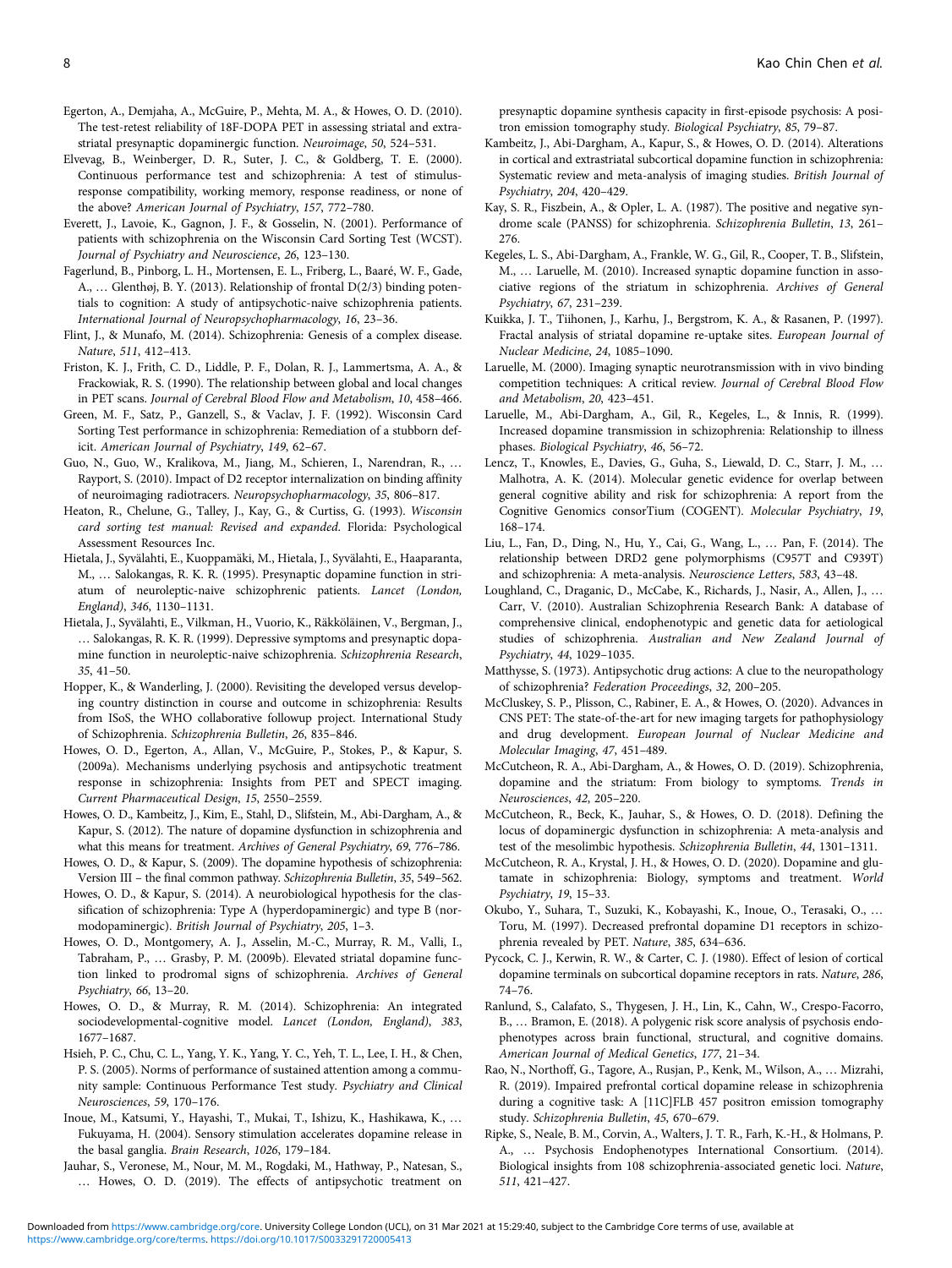Egerton, A., Demjaha, A., McGuire, P., Mehta, M. A., & Howes, O. D. (2010). The test-retest reliability of 18F-DOPA PET in assessing striatal and extrastriatal presynaptic dopaminergic function. *Neuroimage*, *50*, 524–531.

Elvevag, B., Weinberger, D. R., Suter, J. C., & Goldberg, T. E. (2000). Continuous performance test and schizophrenia: A test of stimulus-response compatibility, working memory, response readiness, or none of the above? *American Journal of Psychiatry*, *157*, 772–780.

Everett, J., Lavoie, K., Gagnon, J. F., & Gosselin, N. (2001). Performance of patients with schizophrenia on the Wisconsin Card Sorting Test (WCST). *Journal of Psychiatry and Neuroscience*, *26*, 123–130.

Fagerlund, B., Pinborg, L. H., Mortensen, E. L., Friberg, L., Baaré, W. F., Gade, A., … Glenthøj, B. Y. (2013). Relationship of frontal D(2/3) binding potentials to cognition: A study of antipsychotic-naive schizophrenia patients. *International Journal of Neuropsychopharmacology*, *16*, 23–36.

Flint, J., & Munafo, M. (2014). Schizophrenia: Genesis of a complex disease. *Nature*, *511*, 412–413.

Friston, K. J., Frith, C. D., Liddle, P. F., Dolan, R. J., Lammertsma, A. A., & Frackowiak, R. S. (1990). The relationship between global and local changes in PET scans. *Journal of Cerebral Blood Flow and Metabolism*, *10*, 458–466.

Green, M. F., Satz, P., Ganzell, S., & Vaclav, J. F. (1992). Wisconsin Card Sorting Test performance in schizophrenia: Remediation of a stubborn deficit. *American Journal of Psychiatry*, *149*, 62–67.

Guo, N., Guo, W., Kralikova, M., Jiang, M., Schieren, I., Narendran, R., … Rayport, S. (2010). Impact of D2 receptor internalization on binding affinity of neuroimaging radiotracers. *Neuropsychopharmacology*, *35*, 806–817.

Heaton, R., Chelune, G., Talley, J., Kay, G., & Curtiss, G. (1993). *Wisconsin card sorting test manual: Revised and expanded*. Florida: Psychological Assessment Resources Inc.

Hietala, J., Syvälahti, E., Kuoppamäki, M., Hietala, J., Syvälahti, E., Haaparanta, M., … Salokangas, R. K. R. (1995). Presynaptic dopamine function in striatum of neuroleptic-naive schizophrenic patients. *Lancet (London, England)*, *346*, 1130–1131.

Hietala, J., Syvälahti, E., Vilkman, H., Vuorio, K., Räkköläinen, V., Bergman, J., … Salokangas, R. K. R. (1999). Depressive symptoms and presynaptic dopamine function in neuroleptic-naive schizophrenia. *Schizophrenia Research*, *35*, 41–50.

Hopper, K., & Wanderling, J. (2000). Revisiting the developed versus developing country distinction in course and outcome in schizophrenia: Results from ISoS, the WHO collaborative followup project. International Study of Schizophrenia. *Schizophrenia Bulletin*, *26*, 835–846.

Howes, O. D., Egerton, A., Allan, V., McGuire, P., Stokes, P., & Kapur, S. (2009a). Mechanisms underlying psychosis and antipsychotic treatment response in schizophrenia: Insights from PET and SPECT imaging. *Current Pharmaceutical Design*, *15*, 2550–2559.

Howes, O. D., Kambeitz, J., Kim, E., Stahl, D., Slifstein, M., Abi-Dargham, A., & Kapur, S. (2012). The nature of dopamine dysfunction in schizophrenia and what this means for treatment. *Archives of General Psychiatry*, *69*, 776–786.

Howes, O. D., & Kapur, S. (2009). The dopamine hypothesis of schizophrenia: Version III – the final common pathway. *Schizophrenia Bulletin*, *35*, 549–562.

Howes, O. D., & Kapur, S. (2014). A neurobiological hypothesis for the classification of schizophrenia: Type A (hyperdopaminergic) and type B (normodopaminergic). *British Journal of Psychiatry*, *205*, 1–3.

Howes, O. D., Montgomery, A. J., Asselin, M.-C., Murray, R. M., Valli, I., Tabraham, P., … Grasby, P. M. (2009b). Elevated striatal dopamine function linked to prodromal signs of schizophrenia. *Archives of General Psychiatry*, *66*, 13–20.

Howes, O. D., & Murray, R. M. (2014). Schizophrenia: An integrated sociodevelopmental-cognitive model. *Lancet (London, England)*, *383*, 1677–1687.

Hsieh, P. C., Chu, C. L., Yang, Y. K., Yang, Y. C., Yeh, T. L., Lee, I. H., & Chen, P. S. (2005). Norms of performance of sustained attention among a community sample: Continuous Performance Test study. *Psychiatry and Clinical Neurosciences*, *59*, 170–176.

Inoue, M., Katsumi, Y., Hayashi, T., Mukai, T., Ishizu, K., Hashikawa, K., … Fukuyama, H. (2004). Sensory stimulation accelerates dopamine release in the basal ganglia. *Brain Research*, *1026*, 179–184.

Jauhar, S., Veronese, M., Nour, M. M., Rogdaki, M., Hathway, P., Natesan, S., … Howes, O. D. (2019). The effects of antipsychotic treatment on presynaptic dopamine synthesis capacity in first-episode psychosis: A positron emission tomography study. *Biological Psychiatry*, *85*, 79–87.

Kambeitz, J., Abi-Dargham, A., Kapur, S., & Howes, O. D. (2014). Alterations in cortical and extrastriatal subcortical dopamine function in schizophrenia: Systematic review and meta-analysis of imaging studies. *British Journal of Psychiatry*, *204*, 420–429.

Kay, S. R., Fiszbein, A., & Opler, L. A. (1987). The positive and negative syndrome scale (PANSS) for schizophrenia. *Schizophrenia Bulletin*, *13*, 261–276.

Kegeles, L. S., Abi-Dargham, A., Frankle, W. G., Gil, R., Cooper, T. B., Slifstein, M., … Laruelle, M. (2010). Increased synaptic dopamine function in associative regions of the striatum in schizophrenia. *Archives of General Psychiatry*, *67*, 231–239.

Kuikka, J. T., Tiihonen, J., Karhu, J., Bergstrom, K. A., & Rasanen, P. (1997). Fractal analysis of striatal dopamine re-uptake sites. *European Journal of Nuclear Medicine*, *24*, 1085–1090.

Laruelle, M. (2000). Imaging synaptic neurotransmission with in vivo binding competition techniques: A critical review. *Journal of Cerebral Blood Flow and Metabolism*, *20*, 423–451.

Laruelle, M., Abi-Dargham, A., Gil, R., Kegeles, L., & Innis, R. (1999). Increased dopamine transmission in schizophrenia: Relationship to illness phases. *Biological Psychiatry*, *46*, 56–72.

Lencz, T., Knowles, E., Davies, G., Guha, S., Liewald, D. C., Starr, J. M., … Malhotra, A. K. (2014). Molecular genetic evidence for overlap between general cognitive ability and risk for schizophrenia: A report from the Cognitive Genomics consorTium (COGENT). *Molecular Psychiatry*, *19*, 168–174.

Liu, L., Fan, D., Ding, N., Hu, Y., Cai, G., Wang, L., … Pan, F. (2014). The relationship between DRD2 gene polymorphisms (C957T and C939T) and schizophrenia: A meta-analysis. *Neuroscience Letters*, *583*, 43–48.

Loughland, C., Draganic, D., McCabe, K., Richards, J., Nasir, A., Allen, J., … Carr, V. (2010). Australian Schizophrenia Research Bank: A database of comprehensive clinical, endophenotypic and genetic data for aetiological studies of schizophrenia. *Australian and New Zealand Journal of Psychiatry*, *44*, 1029–1035.

Matthysse, S. (1973). Antipsychotic drug actions: A clue to the neuropathology of schizophrenia? *Federation Proceedings*, *32*, 200–205.

McCluskey, S. P., Plisson, C., Rabiner, E. A., & Howes, O. (2020). Advances in CNS PET: The state-of-the-art for new imaging targets for pathophysiology and drug development. *European Journal of Nuclear Medicine and Molecular Imaging*, *47*, 451–489.

McCutcheon, R. A., Abi-Dargham, A., & Howes, O. D. (2019). Schizophrenia, dopamine and the striatum: From biology to symptoms. *Trends in Neurosciences*, *42*, 205–220.

McCutcheon, R., Beck, K., Jauhar, S., & Howes, O. D. (2018). Defining the locus of dopaminergic dysfunction in schizophrenia: A meta-analysis and test of the mesolimbic hypothesis. *Schizophrenia Bulletin*, *44*, 1301–1311.

McCutcheon, R. A., Krystal, J. H., & Howes, O. D. (2020). Dopamine and glutamate in schizophrenia: Biology, symptoms and treatment. *World Psychiatry*, *19*, 15–33.

Okubo, Y., Suhara, T., Suzuki, K., Kobayashi, K., Inoue, O., Terasaki, O., … Toru, M. (1997). Decreased prefrontal dopamine D1 receptors in schizophrenia revealed by PET. *Nature*, *385*, 634–636.

Pycock, C. J., Kerwin, R. W., & Carter, C. J. (1980). Effect of lesion of cortical dopamine terminals on subcortical dopamine receptors in rats. *Nature*, *286*, 74–76.

Ranlund, S., Calafato, S., Thygesen, J. H., Lin, K., Cahn, W., Crespo-Facorro, B., … Bramon, E. (2018). A polygenic risk score analysis of psychosis endophenotypes across brain functional, structural, and cognitive domains. *American Journal of Medical Genetics*, *177*, 21–34.

Rao, N., Northoff, G., Tagore, A., Rusjan, P., Kenk, M., Wilson, A., … Mizrahi, R. (2019). Impaired prefrontal cortical dopamine release in schizophrenia during a cognitive task: A [11C]FLB 457 positron emission tomography study. *Schizophrenia Bulletin*, *45*, 670–679.

Ripke, S., Neale, B. M., Corvin, A., Walters, J. T. R., Farh, K.-H., & Holmans, P. A., … Psychosis Endophenotypes International Consortium. (2014). Biological insights from 108 schizophrenia-associated genetic loci. *Nature*, *511*, 421–427.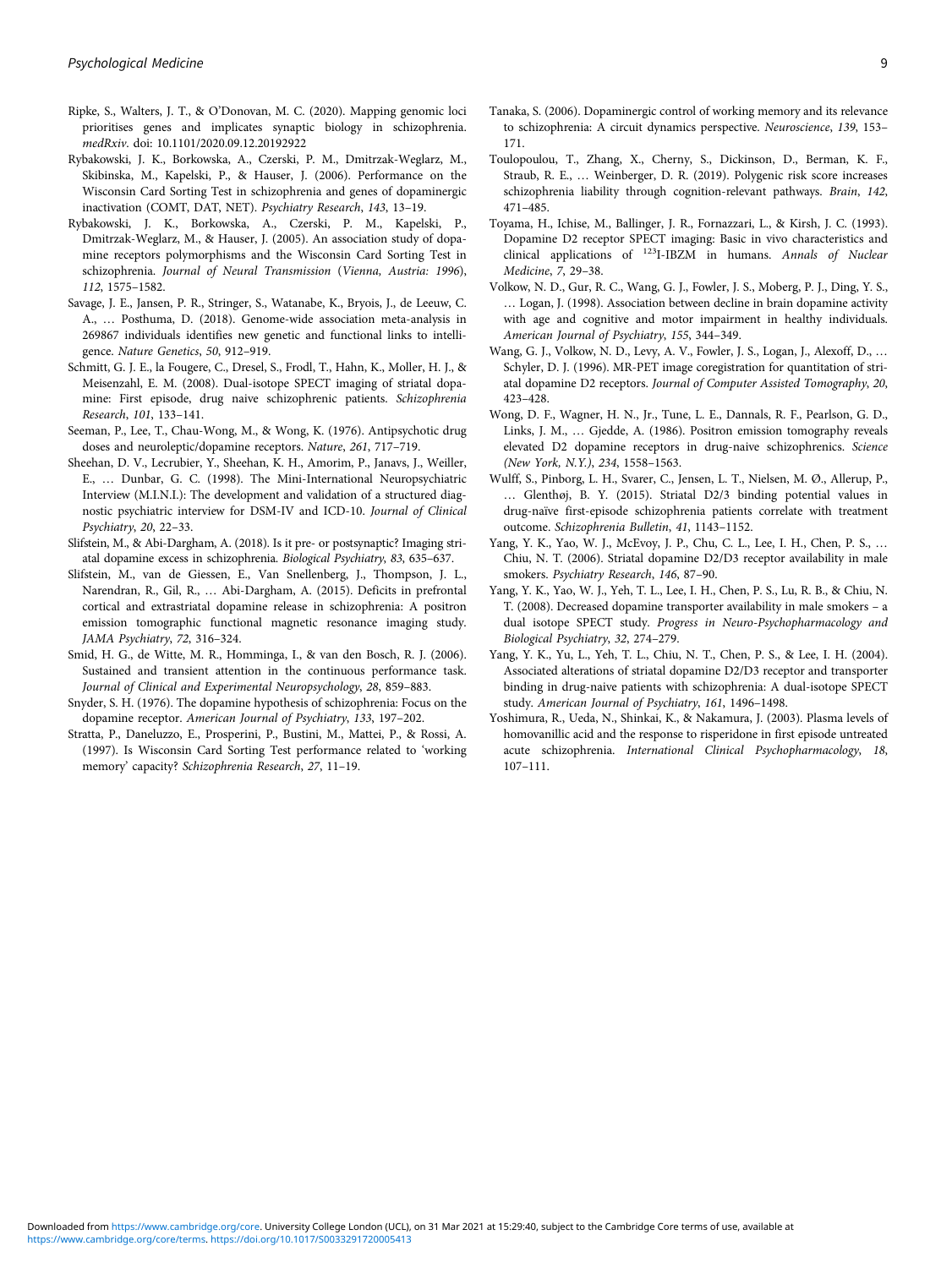Ripke, S., Walters, J. T., & O'Donovan, M. C. (2020). Mapping genomic loci prioritises genes and implicates synaptic biology in schizophrenia. *medRxiv*. doi: 10.1101/2020.09.12.20192922

Rybakowski, J. K., Borkowska, A., Czerski, P. M., Dmitrzak-Weglarz, M., Skibinska, M., Kapelski, P., & Hauser, J. (2006). Performance on the Wisconsin Card Sorting Test in schizophrenia and genes of dopaminergic inactivation (COMT, DAT, NET). *Psychiatry Research*, *143*, 13–19.

Rybakowski, J. K., Borkowska, A., Czerski, P. M., Kapelski, P., Dmitrzak-Weglarz, M., & Hauser, J. (2005). An association study of dopamine receptors polymorphisms and the Wisconsin Card Sorting Test in schizophrenia. *Journal of Neural Transmission* (*Vienna, Austria: 1996*), *112*, 1575–1582.

Savage, J. E., Jansen, P. R., Stringer, S., Watanabe, K., Bryois, J., de Leeuw, C. A., … Posthuma, D. (2018). Genome-wide association meta-analysis in 269867 individuals identifies new genetic and functional links to intelligence. *Nature Genetics*, *50*, 912–919.

Schmitt, G. J. E., la Fougere, C., Dresel, S., Frodl, T., Hahn, K., Moller, H. J., & Meisenzahl, E. M. (2008). Dual-isotope SPECT imaging of striatal dopamine: First episode, drug naive schizophrenic patients. *Schizophrenia Research*, *101*, 133–141.

Seeman, P., Lee, T., Chau-Wong, M., & Wong, K. (1976). Antipsychotic drug doses and neuroleptic/dopamine receptors. *Nature*, *261*, 717–719.

Sheehan, D. V., Lecrubier, Y., Sheehan, K. H., Amorim, P., Janavs, J., Weiller, E., … Dunbar, G. C. (1998). The Mini-International Neuropsychiatric Interview (M.I.N.I.): The development and validation of a structured diagnostic psychiatric interview for DSM-IV and ICD-10. *Journal of Clinical Psychiatry*, *20*, 22–33.

Slifstein, M., & Abi-Dargham, A. (2018). Is it pre- or postsynaptic? Imaging striatal dopamine excess in schizophrenia. *Biological Psychiatry*, *83*, 635–637.

Slifstein, M., van de Giessen, E., Van Snellenberg, J., Thompson, J. L., Narendran, R., Gil, R., … Abi-Dargham, A. (2015). Deficits in prefrontal cortical and extrastriatal dopamine release in schizophrenia: A positron emission tomographic functional magnetic resonance imaging study. *JAMA Psychiatry*, *72*, 316–324.

Smid, H. G., de Witte, M. R., Homminga, I., & van den Bosch, R. J. (2006). Sustained and transient attention in the continuous performance task. *Journal of Clinical and Experimental Neuropsychology*, *28*, 859–883.

Snyder, S. H. (1976). The dopamine hypothesis of schizophrenia: Focus on the dopamine receptor. *American Journal of Psychiatry*, *133*, 197–202.

Stratta, P., Daneluzzo, E., Prosperini, P., Bustini, M., Mattei, P., & Rossi, A. (1997). Is Wisconsin Card Sorting Test performance related to 'working memory' capacity? *Schizophrenia Research*, *27*, 11–19.

Tanaka, S. (2006). Dopaminergic control of working memory and its relevance to schizophrenia: A circuit dynamics perspective. *Neuroscience*, *139*, 153–171.

Toulopoulou, T., Zhang, X., Cherny, S., Dickinson, D., Berman, K. F., Straub, R. E., … Weinberger, D. R. (2019). Polygenic risk score increases schizophrenia liability through cognition-relevant pathways. *Brain*, *142*, 471–485.

Toyama, H., Ichise, M., Ballinger, J. R., Fornazzari, L., & Kirsh, J. C. (1993). Dopamine D2 receptor SPECT imaging: Basic in vivo characteristics and clinical applications of $^{123}$I-IBZM in humans. *Annals of Nuclear Medicine*, *7*, 29–38.

Volkow, N. D., Gur, R. C., Wang, G. J., Fowler, J. S., Moberg, P. J., Ding, Y. S., … Logan, J. (1998). Association between decline in brain dopamine activity with age and cognitive and motor impairment in healthy individuals. *American Journal of Psychiatry*, *155*, 344–349.

Wang, G. J., Volkow, N. D., Levy, A. V., Fowler, J. S., Logan, J., Alexoff, D., … Schyler, D. J. (1996). MR-PET image coregistration for quantitation of striatal dopamine D2 receptors. *Journal of Computer Assisted Tomography*, *20*, 423–428.

Wong, D. F., Wagner, H. N., Jr., Tune, L. E., Dannals, R. F., Pearlson, G. D., Links, J. M., … Gjedde, A. (1986). Positron emission tomography reveals elevated D2 dopamine receptors in drug-naive schizophrenics. *Science (New York, N.Y.)*, *234*, 1558–1563.

Wulff, S., Pinborg, L. H., Svarer, C., Jensen, L. T., Nielsen, M. Ø., Allerup, P., … Glenthøj, B. Y. (2015). Striatal D2/3 binding potential values in drug-naïve first-episode schizophrenia patients correlate with treatment outcome. *Schizophrenia Bulletin*, *41*, 1143–1152.

Yang, Y. K., Yao, W. J., McEvoy, J. P., Chu, C. L., Lee, I. H., Chen, P. S., … Chiu, N. T. (2006). Striatal dopamine D2/D3 receptor availability in male smokers. *Psychiatry Research*, *146*, 87–90.

Yang, Y. K., Yao, W. J., Yeh, T. L., Lee, I. H., Chen, P. S., Lu, R. B., & Chiu, N. T. (2008). Decreased dopamine transporter availability in male smokers – a dual isotope SPECT study. *Progress in Neuro-Psychopharmacology and Biological Psychiatry*, *32*, 274–279.

Yang, Y. K., Yu, L., Yeh, T. L., Chiu, N. T., Chen, P. S., & Lee, I. H. (2004). Associated alterations of striatal dopamine D2/D3 receptor and transporter binding in drug-naive patients with schizophrenia: A dual-isotope SPECT study. *American Journal of Psychiatry*, *161*, 1496–1498.

Yoshimura, R., Ueda, N., Shinkai, K., & Nakamura, J. (2003). Plasma levels of homovanillic acid and the response to risperidone in first episode untreated acute schizophrenia. *International Clinical Psychopharmacology*, *18*, 107–111.